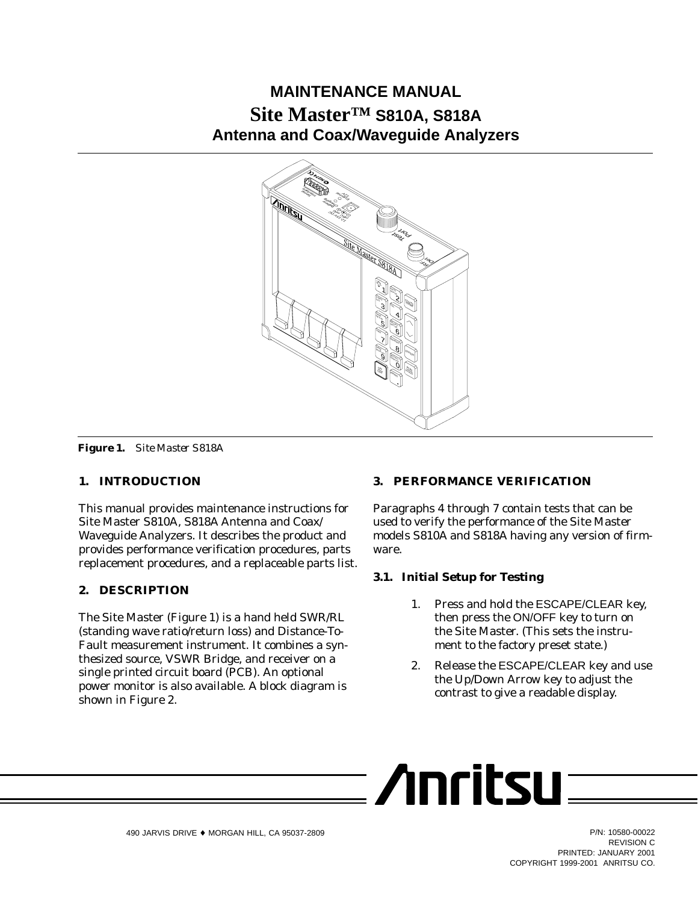# MAINTENANCE MANUAL

## Site Master™ S810A, S818A

## Antenna and Coax/Waveguide Analyzers

**Figure 1.** *Site Master S818A*

## 1. INTRODUCTION

This manual provides maintenance instructions for Site Master S810A, S818A Antenna and Coax/Waveguide Analyzers. It describes the product and provides performance verification procedures, parts replacement procedures, and a replaceable parts list.

## 2. DESCRIPTION

The Site Master (Figure 1) is a hand held SWR/RL (standing wave ratio/return loss) and Distance-To-Fault measurement instrument. It combines a synthesized source, VSWR Bridge, and receiver on a single printed circuit board (PCB). An optional power monitor is also available. A block diagram is shown in Figure 2.

## 3. PERFORMANCE VERIFICATION

Paragraphs 4 through 7 contain tests that can be used to verify the performance of the Site Master models S810A and S818A having any version of firmware.

### 3.1. Initial Setup for Testing

1. Press and hold the ESCAPE/CLEAR key, then press the ON/OFF key to turn on the Site Master. (This sets the instrument to the factory preset state.)
2. Release the ESCAPE/CLEAR key and use the Up/Down Arrow key to adjust the contrast to give a readable display.

Anritsu

490 JARVIS DRIVE ♦ MORGAN HILL, CA 95037-2809

P/N: 10580-00022
REVISION C
PRINTED: JANUARY 2001
COPYRIGHT 1999-2001 ANRITSU CO.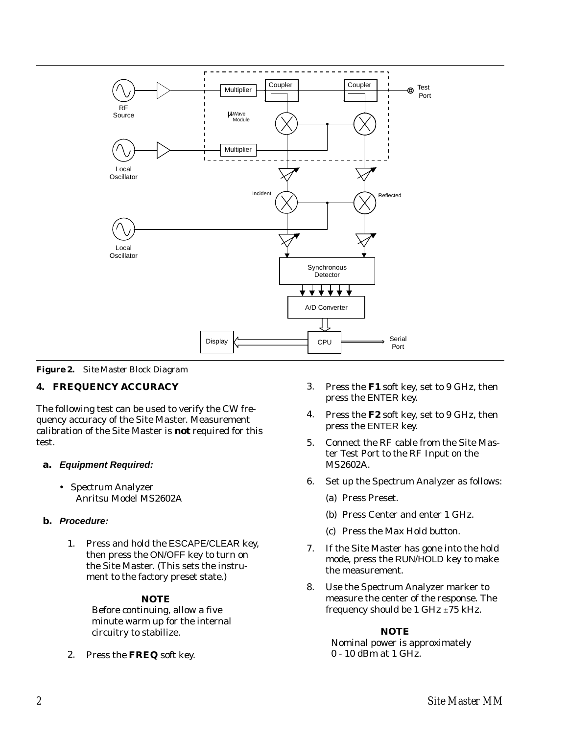**Figure 2.** *Site Master Block Diagram*

## 4. FREQUENCY ACCURACY

The following test can be used to verify the CW frequency accuracy of the Site Master. Measurement calibration of the Site Master is **not** required for this test.

### a. *Equipment Required:*

- Spectrum Analyzer
  Anritsu Model MS2602A

### b. *Procedure:*

1. Press and hold the ESCAPE/CLEAR key, then press the ON/OFF key to turn on the Site Master. (This sets the instrument to the factory preset state.)

   **NOTE**
   Before continuing, allow a five minute warm up for the internal circuitry to stabilize.

2. Press the **FREQ** soft key.
3. Press the **F1** soft key, set to 9 GHz, then press the ENTER key.
4. Press the **F2** soft key, set to 9 GHz, then press the ENTER key.
5. Connect the RF cable from the Site Master Test Port to the RF Input on the MS2602A.
6. Set up the Spectrum Analyzer as follows:
   (a) Press Preset.
   (b) Press Center and enter 1 GHz.
   (c) Press the Max Hold button.
7. If the Site Master has gone into the hold mode, press the RUN/HOLD key to make the measurement.
8. Use the Spectrum Analyzer marker to measure the center of the response. The frequency should be 1 GHz ±75 kHz.

   **NOTE**
   Nominal power is approximately 0 - 10 dBm at 1 GHz.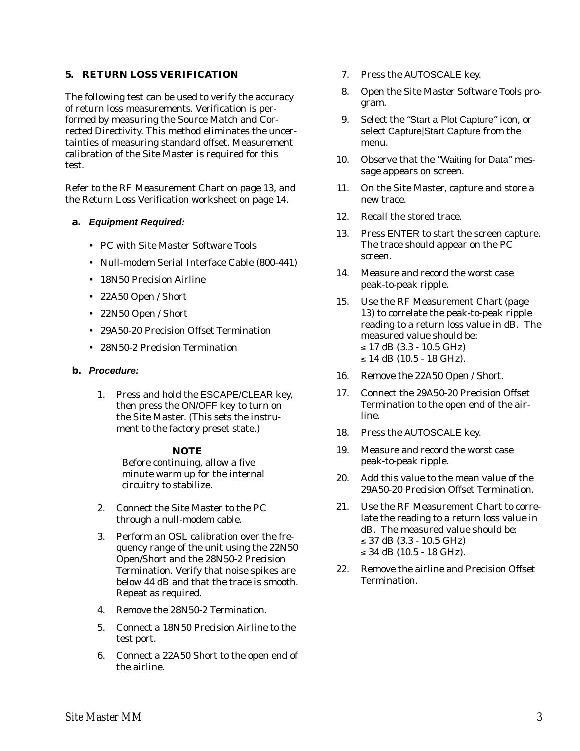## 5. RETURN LOSS VERIFICATION

The following test can be used to verify the accuracy of return loss measurements. Verification is performed by measuring the Source Match and Corrected Directivity. This method eliminates the uncertainties of measuring standard offset. Measurement calibration of the Site Master is required for this test.

Refer to the RF Measurement Chart on page 13, and the Return Loss Verification worksheet on page 14.

### a. *Equipment Required:*

- PC with Site Master Software Tools
- Null-modem Serial Interface Cable (800-441)
- 18N50 Precision Airline
- 22A50 Open / Short
- 22N50 Open / Short
- 29A50-20 Precision Offset Termination
- 28N50-2 Precision Termination

### b. *Procedure:*

1. Press and hold the ESCAPE/CLEAR key, then press the ON/OFF key to turn on the Site Master. (This sets the instrument to the factory preset state.)

   **NOTE**

   Before continuing, allow a five minute warm up for the internal circuitry to stabilize.

2. Connect the Site Master to the PC through a null-modem cable.
3. Perform an OSL calibration over the frequency range of the unit using the 22N50 Open/Short and the 28N50-2 Precision Termination. Verify that noise spikes are below 44 dB and that the trace is smooth. Repeat as required.
4. Remove the 28N50-2 Termination.
5. Connect a 18N50 Precision Airline to the test port.
6. Connect a 22A50 Short to the open end of the airline.
7. Press the AUTOSCALE key.
8. Open the Site Master Software Tools program.
9. Select the "Start a Plot Capture" icon, or select Capture|Start Capture from the menu.
10. Observe that the "Waiting for Data" message appears on screen.
11. On the Site Master, capture and store a new trace.
12. Recall the stored trace.
13. Press ENTER to start the screen capture. The trace should appear on the PC screen.
14. Measure and record the worst case peak-to-peak ripple.
15. Use the RF Measurement Chart (page 13) to correlate the peak-to-peak ripple reading to a return loss value in dB. The measured value should be:
    ≤ 17 dB (3.3 - 10.5 GHz)
    ≤ 14 dB (10.5 - 18 GHz).
16. Remove the 22A50 Open / Short.
17. Connect the 29A50-20 Precision Offset Termination to the open end of the airline.
18. Press the AUTOSCALE key.
19. Measure and record the worst case peak-to-peak ripple.
20. Add this value to the mean value of the 29A50-20 Precision Offset Termination.
21. Use the RF Measurement Chart to correlate the reading to a return loss value in dB. The measured value should be:
    ≤ 37 dB (3.3 - 10.5 GHz)
    ≤ 34 dB (10.5 - 18 GHz).
22. Remove the airline and Precision Offset Termination.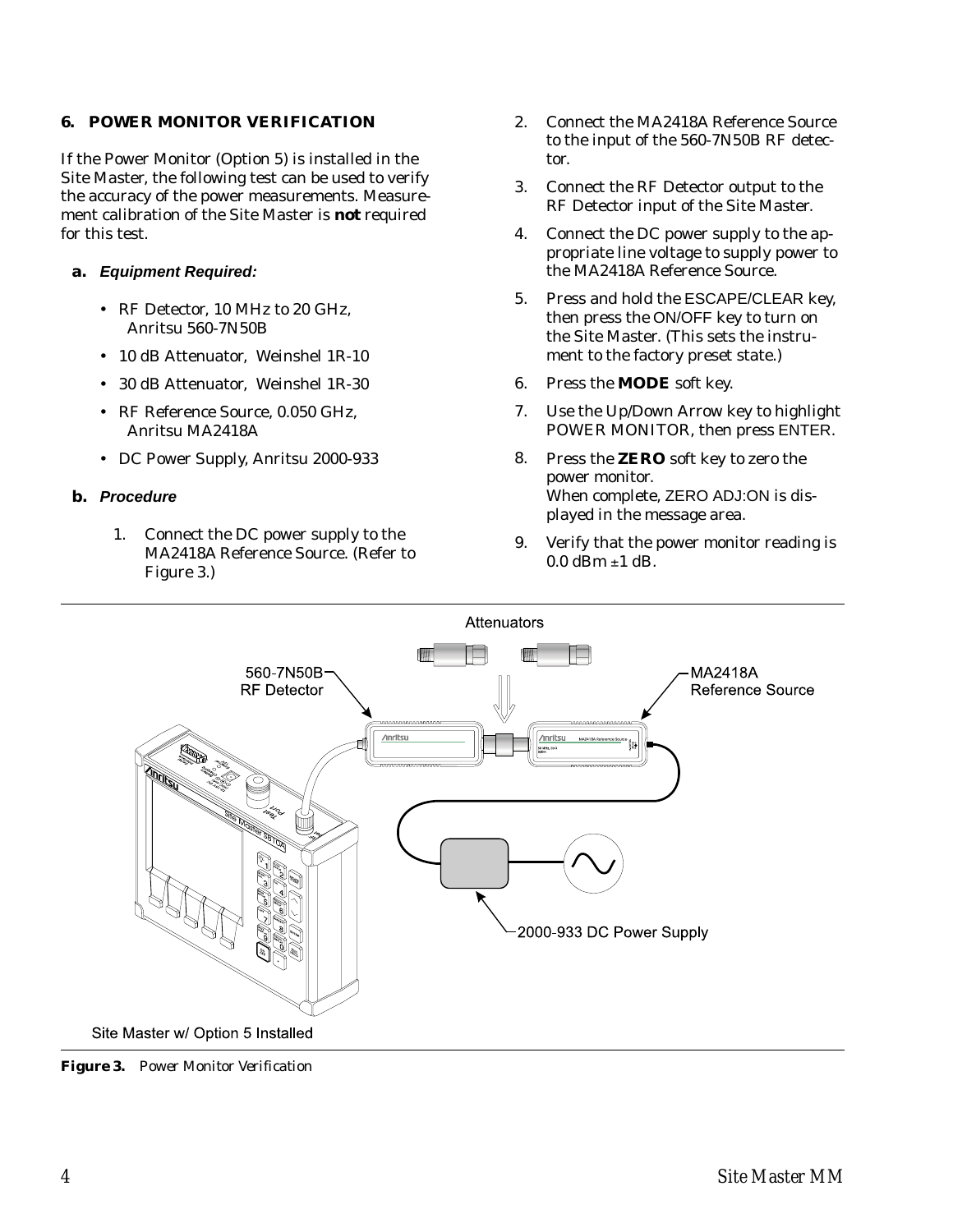## 6. POWER MONITOR VERIFICATION

If the Power Monitor (Option 5) is installed in the Site Master, the following test can be used to verify the accuracy of the power measurements. Measurement calibration of the Site Master is **not** required for this test.

### a. *Equipment Required:*

- RF Detector, 10 MHz to 20 GHz, Anritsu 560-7N50B
- 10 dB Attenuator, Weinshel 1R-10
- 30 dB Attenuator, Weinshel 1R-30
- RF Reference Source, 0.050 GHz, Anritsu MA2418A
- DC Power Supply, Anritsu 2000-933

### b. *Procedure*

1. Connect the DC power supply to the MA2418A Reference Source. (Refer to Figure 3.)
2. Connect the MA2418A Reference Source to the input of the 560-7N50B RF detector.
3. Connect the RF Detector output to the RF Detector input of the Site Master.
4. Connect the DC power supply to the appropriate line voltage to supply power to the MA2418A Reference Source.
5. Press and hold the ESCAPE/CLEAR key, then press the ON/OFF key to turn on the Site Master. (This sets the instrument to the factory preset state.)
6. Press the **MODE** soft key.
7. Use the Up/Down Arrow key to highlight POWER MONITOR, then press ENTER.
8. Press the **ZERO** soft key to zero the power monitor.
   When complete, ZERO ADJ:ON is displayed in the message area.
9. Verify that the power monitor reading is 0.0 dBm ±1 dB.

***Figure 3.*** *Power Monitor Verification*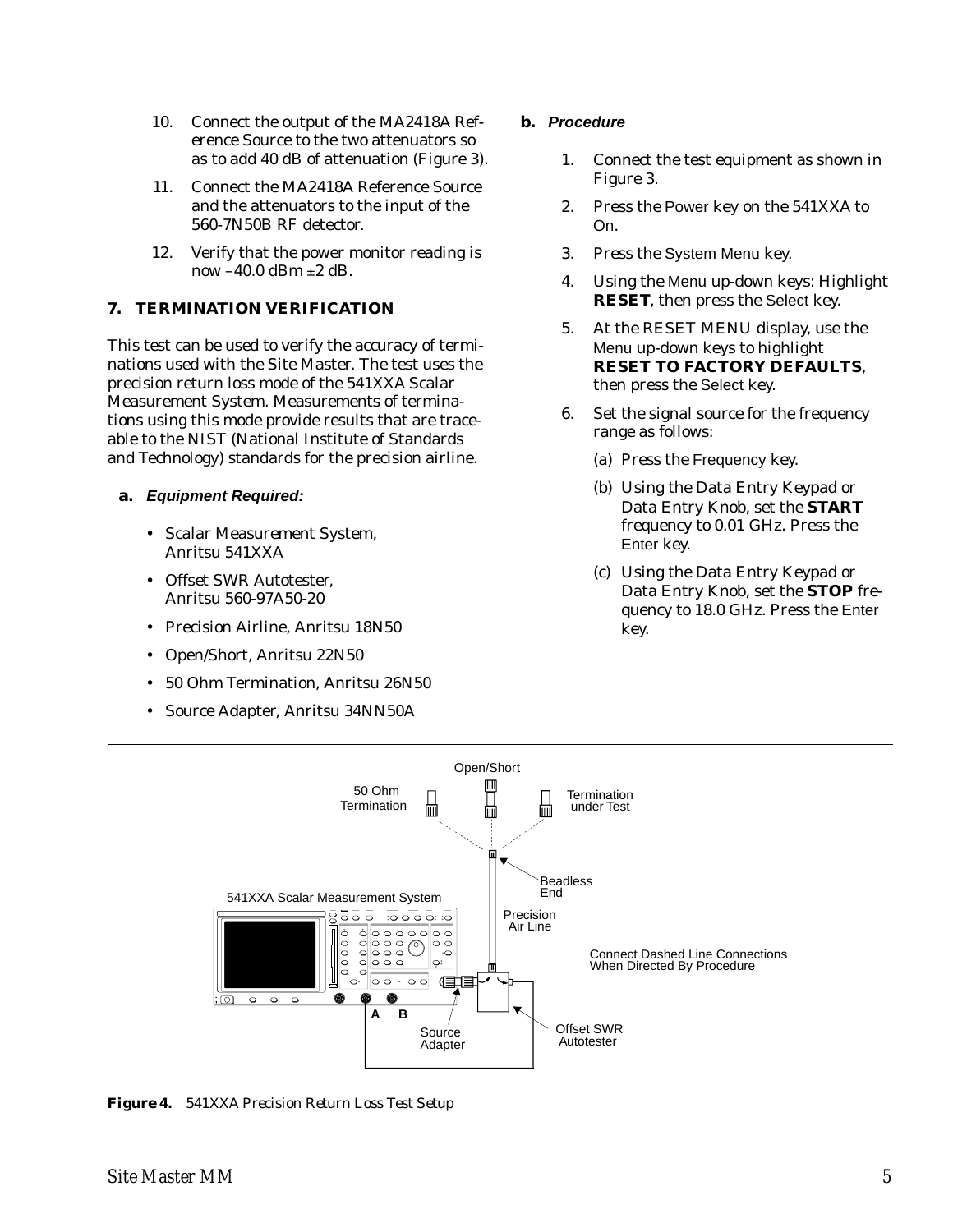10. Connect the output of the MA2418A Reference Source to the two attenuators so as to add 40 dB of attenuation (Figure 3).

11. Connect the MA2418A Reference Source and the attenuators to the input of the 560-7N50B RF detector.

12. Verify that the power monitor reading is now –40.0 dBm ±2 dB.

## 7. TERMINATION VERIFICATION

This test can be used to verify the accuracy of terminations used with the Site Master. The test uses the precision return loss mode of the 541XXA Scalar Measurement System. Measurements of terminations using this mode provide results that are traceable to the NIST (National Institute of Standards and Technology) standards for the precision airline.

### a. *Equipment Required:*

- Scalar Measurement System, Anritsu 541XXA
- Offset SWR Autotester, Anritsu 560-97A50-20
- Precision Airline, Anritsu 18N50
- Open/Short, Anritsu 22N50
- 50 Ohm Termination, Anritsu 26N50
- Source Adapter, Anritsu 34NN50A

### b. *Procedure*

1. Connect the test equipment as shown in Figure 3.
2. Press the Power key on the 541XXA to On.
3. Press the System Menu key.
4. Using the Menu up-down keys: Highlight **RESET**, then press the Select key.
5. At the RESET MENU display, use the Menu up-down keys to highlight **RESET TO FACTORY DEFAULTS**, then press the Select key.
6. Set the signal source for the frequency range as follows:
   (a) Press the Frequency key.
   (b) Using the Data Entry Keypad or Data Entry Knob, set the **START** frequency to 0.01 GHz. Press the Enter key.
   (c) Using the Data Entry Keypad or Data Entry Knob, set the **STOP** frequency to 18.0 GHz. Press the Enter key.

**Figure 4.** *541XXA Precision Return Loss Test Setup*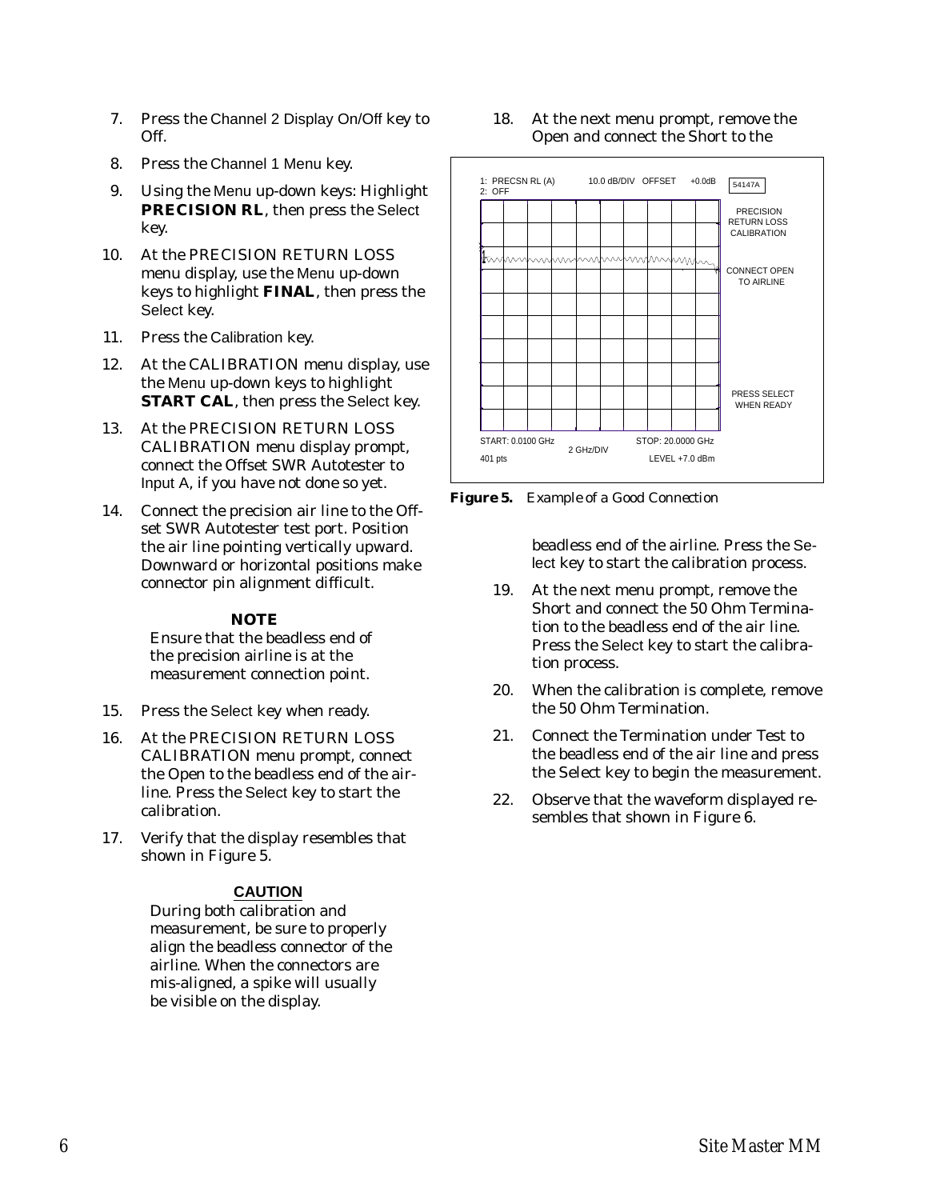7. Press the Channel 2 Display On/Off key to Off.

8. Press the Channel 1 Menu key.

9. Using the Menu up-down keys: Highlight **PRECISION RL**, then press the Select key.

10. At the PRECISION RETURN LOSS menu display, use the Menu up-down keys to highlight **FINAL**, then press the Select key.

11. Press the Calibration key.

12. At the CALIBRATION menu display, use the Menu up-down keys to highlight **START CAL**, then press the Select key.

13. At the PRECISION RETURN LOSS CALIBRATION menu display prompt, connect the Offset SWR Autotester to Input A, if you have not done so yet.

14. Connect the precision air line to the Offset SWR Autotester test port. Position the air line pointing vertically upward. Downward or horizontal positions make connector pin alignment difficult.

**NOTE**

Ensure that the beadless end of the precision airline is at the measurement connection point.

15. Press the Select key when ready.

16. At the PRECISION RETURN LOSS CALIBRATION menu prompt, connect the Open to the beadless end of the airline. Press the Select key to start the calibration.

17. Verify that the display resembles that shown in Figure 5.

**CAUTION**

During both calibration and measurement, be sure to properly align the beadless connector of the airline. When the connectors are mis-aligned, a spike will usually be visible on the display.

18. At the next menu prompt, remove the Open and connect the Short to the beadless end of the airline. Press the Select key to start the calibration process.

1: PRECSN RL (A) 10.0 dB/DIV OFFSET +0.0dB 54147A
2: OFF

PRECISION RETURN LOSS CALIBRATION

CONNECT OPEN TO AIRLINE

PRESS SELECT WHEN READY

START: 0.0100 GHz 2 GHz/DIV STOP: 20.0000 GHz
401 pts LEVEL +7.0 dBm

**Figure 5.** *Example of a Good Connection*

19. At the next menu prompt, remove the Short and connect the 50 Ohm Termination to the beadless end of the air line. Press the Select key to start the calibration process.

20. When the calibration is complete, remove the 50 Ohm Termination.

21. Connect the Termination under Test to the beadless end of the air line and press the Select key to begin the measurement.

22. Observe that the waveform displayed resembles that shown in Figure 6.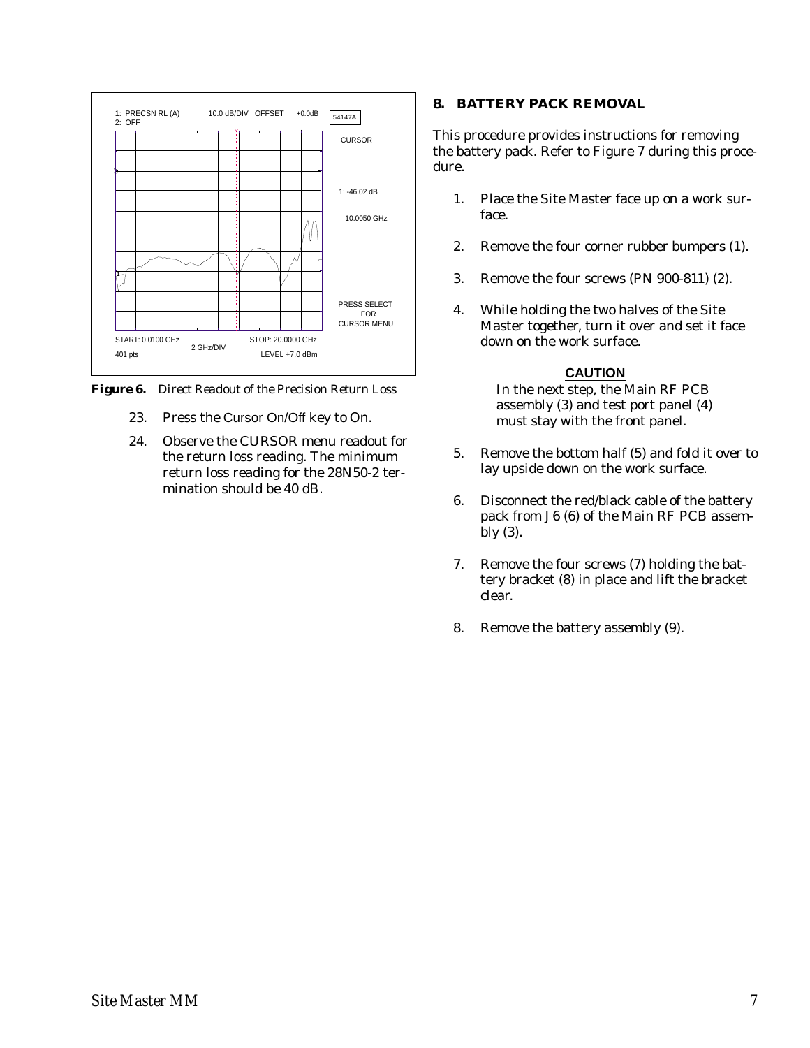1: PRECSN RL (A) 10.0 dB/DIV OFFSET +0.0dB
2: OFF

54147A

CURSOR

1: -46.02 dB

10.0050 GHz

PRESS SELECT FOR CURSOR MENU

START: 0.0100 GHz 2 GHz/DIV STOP: 20.0000 GHz
401 pts LEVEL +7.0 dBm

***Figure 6.*** *Direct Readout of the Precision Return Loss*

23. Press the Cursor On/Off key to On.

24. Observe the CURSOR menu readout for the return loss reading. The minimum return loss reading for the 28N50-2 termination should be 40 dB.

## 8. BATTERY PACK REMOVAL

This procedure provides instructions for removing the battery pack. Refer to Figure 7 during this procedure.

1. Place the Site Master face up on a work surface.

2. Remove the four corner rubber bumpers (1).

3. Remove the four screws (PN 900-811) (2).

4. While holding the two halves of the Site Master together, turn it over and set it face down on the work surface.

**CAUTION**

In the next step, the Main RF PCB assembly (3) and test port panel (4) must stay with the front panel.

5. Remove the bottom half (5) and fold it over to lay upside down on the work surface.

6. Disconnect the red/black cable of the battery pack from J6 (6) of the Main RF PCB assembly (3).

7. Remove the four screws (7) holding the battery bracket (8) in place and lift the bracket clear.

8. Remove the battery assembly (9).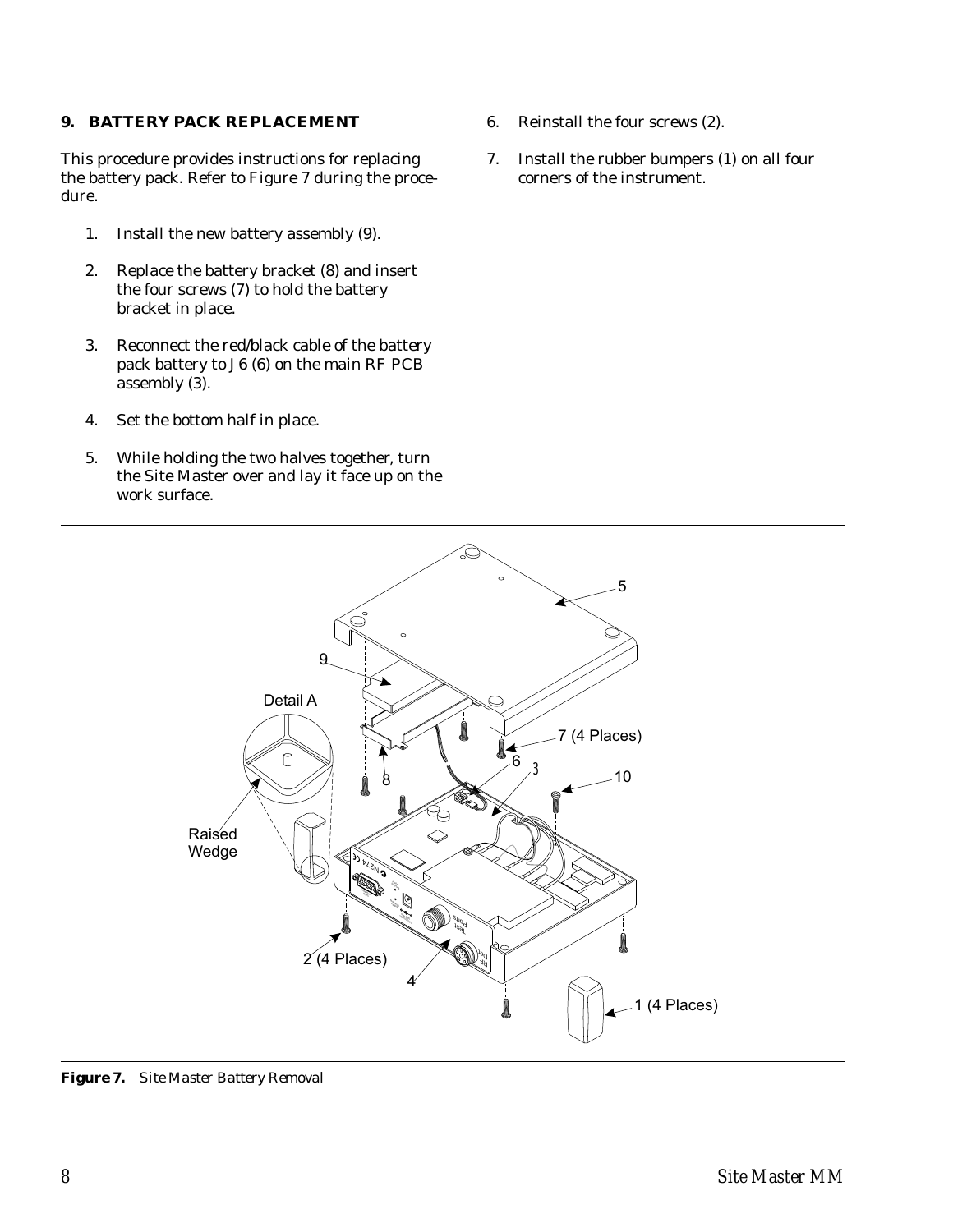## 9. BATTERY PACK REPLACEMENT

This procedure provides instructions for replacing the battery pack. Refer to Figure 7 during the procedure.

1. Install the new battery assembly (9).
2. Replace the battery bracket (8) and insert the four screws (7) to hold the battery bracket in place.
3. Reconnect the red/black cable of the battery pack battery to J6 (6) on the main RF PCB assembly (3).
4. Set the bottom half in place.
5. While holding the two halves together, turn the Site Master over and lay it face up on the work surface.
6. Reinstall the four screws (2).
7. Install the rubber bumpers (1) on all four corners of the instrument.

**Figure 7.** *Site Master Battery Removal*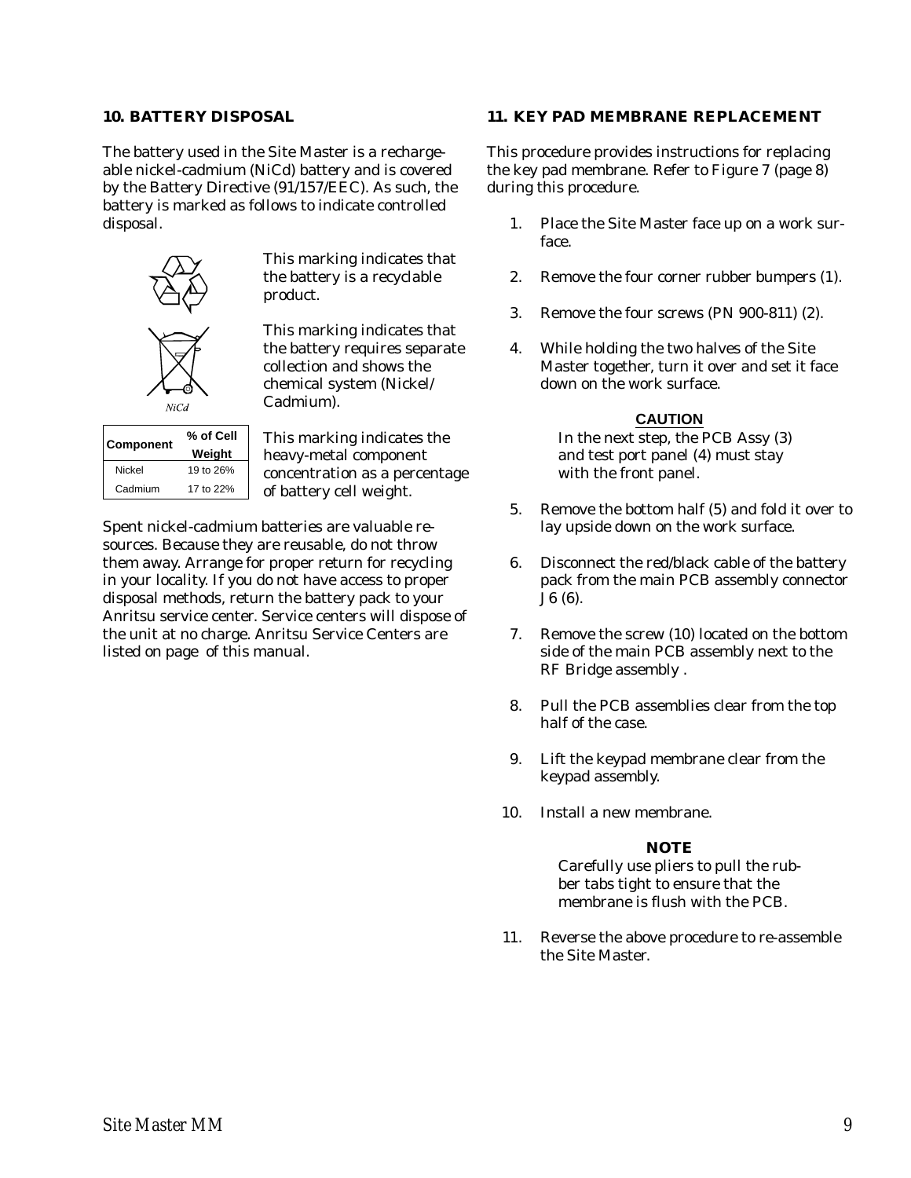## 10. BATTERY DISPOSAL

The battery used in the Site Master is a rechargeable nickel-cadmium (NiCd) battery and is covered by the Battery Directive (91/157/EEC). As such, the battery is marked as follows to indicate controlled disposal.

This marking indicates that the battery is a recyclable product.

NiCd

This marking indicates that the battery requires separate collection and shows the chemical system (Nickel/Cadmium).

| Component | % of Cell Weight |
|---|---|
| Nickel | 19 to 26% |
| Cadmium | 17 to 22% |

This marking indicates the heavy-metal component concentration as a percentage of battery cell weight.

Spent nickel-cadmium batteries are valuable resources. Because they are reusable, do not throw them away. Arrange for proper return for recycling in your locality. If you do not have access to proper disposal methods, return the battery pack to your Anritsu service center. Service centers will dispose of the unit at no charge. Anritsu Service Centers are listed on page  of this manual.

## 11. KEY PAD MEMBRANE REPLACEMENT

This procedure provides instructions for replacing the key pad membrane. Refer to Figure 7 (page 8) during this procedure.

1. Place the Site Master face up on a work surface.
2. Remove the four corner rubber bumpers (1).
3. Remove the four screws (PN 900-811) (2).
4. While holding the two halves of the Site Master together, turn it over and set it face down on the work surface.

**CAUTION**

In the next step, the PCB Assy (3) and test port panel (4) must stay with the front panel.

5. Remove the bottom half (5) and fold it over to lay upside down on the work surface.
6. Disconnect the red/black cable of the battery pack from the main PCB assembly connector J6 (6).
7. Remove the screw (10) located on the bottom side of the main PCB assembly next to the RF Bridge assembly .
8. Pull the PCB assemblies clear from the top half of the case.
9. Lift the keypad membrane clear from the keypad assembly.
10. Install a new membrane.

**NOTE**

Carefully use pliers to pull the rubber tabs tight to ensure that the membrane is flush with the PCB.

11. Reverse the above procedure to re-assemble the Site Master.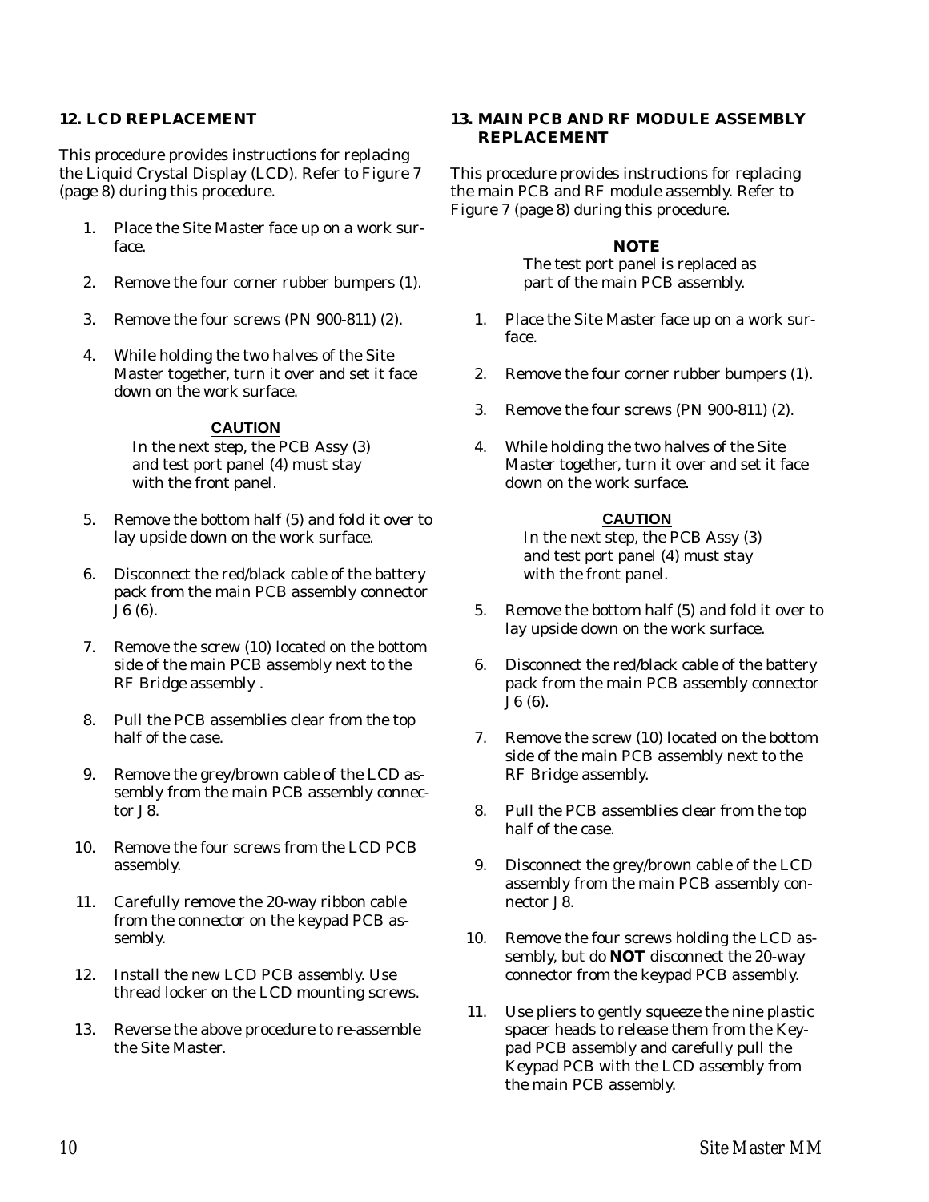## 12. LCD REPLACEMENT

This procedure provides instructions for replacing the Liquid Crystal Display (LCD). Refer to Figure 7 (page 8) during this procedure.

1. Place the Site Master face up on a work surface.
2. Remove the four corner rubber bumpers (1).
3. Remove the four screws (PN 900-811) (2).
4. While holding the two halves of the Site Master together, turn it over and set it face down on the work surface.

**CAUTION**

In the next step, the PCB Assy (3) and test port panel (4) must stay with the front panel.

5. Remove the bottom half (5) and fold it over to lay upside down on the work surface.
6. Disconnect the red/black cable of the battery pack from the main PCB assembly connector J6 (6).
7. Remove the screw (10) located on the bottom side of the main PCB assembly next to the RF Bridge assembly .
8. Pull the PCB assemblies clear from the top half of the case.
9. Remove the grey/brown cable of the LCD assembly from the main PCB assembly connector J8.
10. Remove the four screws from the LCD PCB assembly.
11. Carefully remove the 20-way ribbon cable from the connector on the keypad PCB assembly.
12. Install the new LCD PCB assembly. Use thread locker on the LCD mounting screws.
13. Reverse the above procedure to re-assemble the Site Master.

## 13. MAIN PCB AND RF MODULE ASSEMBLY REPLACEMENT

This procedure provides instructions for replacing the main PCB and RF module assembly. Refer to Figure 7 (page 8) during this procedure.

**NOTE**

The test port panel is replaced as part of the main PCB assembly.

1. Place the Site Master face up on a work surface.
2. Remove the four corner rubber bumpers (1).
3. Remove the four screws (PN 900-811) (2).
4. While holding the two halves of the Site Master together, turn it over and set it face down on the work surface.

**CAUTION**

In the next step, the PCB Assy (3) and test port panel (4) must stay with the front panel.

5. Remove the bottom half (5) and fold it over to lay upside down on the work surface.
6. Disconnect the red/black cable of the battery pack from the main PCB assembly connector J6 (6).
7. Remove the screw (10) located on the bottom side of the main PCB assembly next to the RF Bridge assembly.
8. Pull the PCB assemblies clear from the top half of the case.
9. Disconnect the grey/brown cable of the LCD assembly from the main PCB assembly connector J8.
10. Remove the four screws holding the LCD assembly, but do **NOT** disconnect the 20-way connector from the keypad PCB assembly.
11. Use pliers to gently squeeze the nine plastic spacer heads to release them from the Keypad PCB assembly and carefully pull the Keypad PCB with the LCD assembly from the main PCB assembly.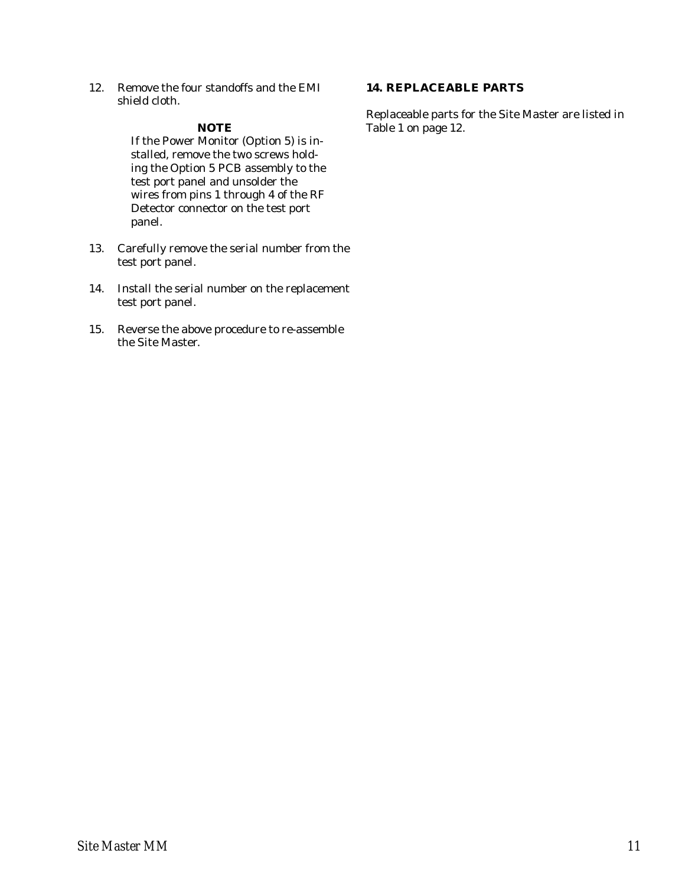12. Remove the four standoffs and the EMI shield cloth.

**NOTE**

If the Power Monitor (Option 5) is installed, remove the two screws holding the Option 5 PCB assembly to the test port panel and unsolder the wires from pins 1 through 4 of the RF Detector connector on the test port panel.

13. Carefully remove the serial number from the test port panel.

14. Install the serial number on the replacement test port panel.

15. Reverse the above procedure to re-assemble the Site Master.

## 14. REPLACEABLE PARTS

Replaceable parts for the Site Master are listed in Table 1 on page 12.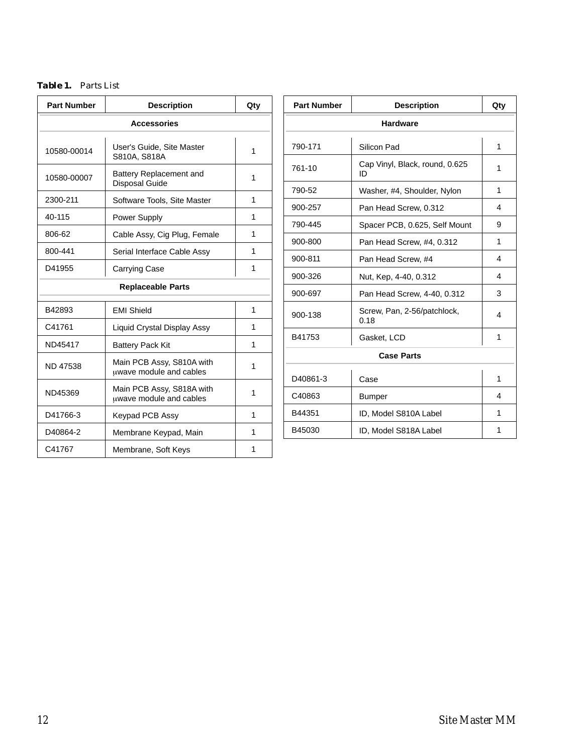**Table 1.** Parts List

| Part Number | Description | Qty |
|---|---|---|
| **Accessories** | | |
| 10580-00014 | User's Guide, Site Master S810A, S818A | 1 |
| 10580-00007 | Battery Replacement and Disposal Guide | 1 |
| 2300-211 | Software Tools, Site Master | 1 |
| 40-115 | Power Supply | 1 |
| 806-62 | Cable Assy, Cig Plug, Female | 1 |
| 800-441 | Serial Interface Cable Assy | 1 |
| D41955 | Carrying Case | 1 |
| **Replaceable Parts** | | |
| B42893 | EMI Shield | 1 |
| C41761 | Liquid Crystal Display Assy | 1 |
| ND45417 | Battery Pack Kit | 1 |
| ND 47538 | Main PCB Assy, S810A with μwave module and cables | 1 |
| ND45369 | Main PCB Assy, S818A with μwave module and cables | 1 |
| D41766-3 | Keypad PCB Assy | 1 |
| D40864-2 | Membrane Keypad, Main | 1 |
| C41767 | Membrane, Soft Keys | 1 |
| **Hardware** | | |
| 790-171 | Silicon Pad | 1 |
| 761-10 | Cap Vinyl, Black, round, 0.625 ID | 1 |
| 790-52 | Washer, #4, Shoulder, Nylon | 1 |
| 900-257 | Pan Head Screw, 0.312 | 4 |
| 790-445 | Spacer PCB, 0.625, Self Mount | 9 |
| 900-800 | Pan Head Screw, #4, 0.312 | 1 |
| 900-811 | Pan Head Screw, #4 | 4 |
| 900-326 | Nut, Kep, 4-40, 0.312 | 4 |
| 900-697 | Pan Head Screw, 4-40, 0.312 | 3 |
| 900-138 | Screw, Pan, 2-56/patchlock, 0.18 | 4 |
| B41753 | Gasket, LCD | 1 |
| **Case Parts** | | |
| D40861-3 | Case | 1 |
| C40863 | Bumper | 4 |
| B44351 | ID, Model S810A Label | 1 |
| B45030 | ID, Model S818A Label | 1 |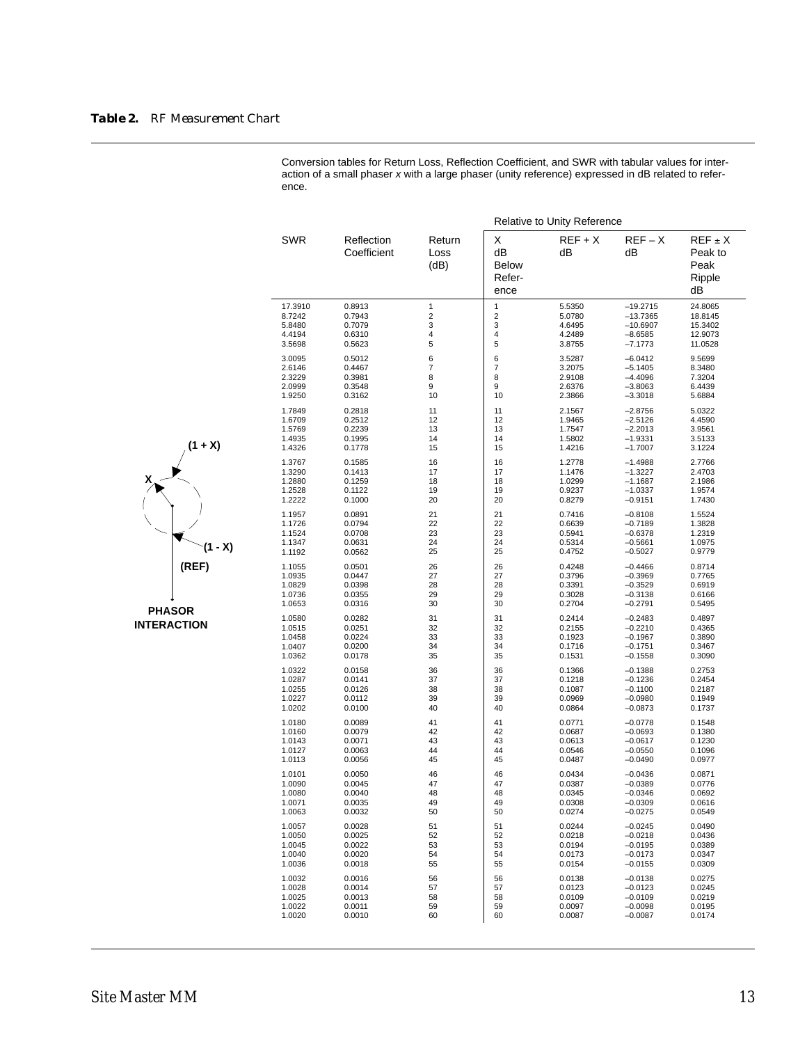**Table 2.** *RF Measurement Chart*

Conversion tables for Return Loss, Reflection Coefficient, and SWR with tabular values for interaction of a small phaser *x* with a large phaser (unity reference) expressed in dB related to reference.

(1 + X)

X

(1 - X)

(REF)

PHASOR INTERACTION

| SWR | Reflection Coefficient | Return Loss (dB) | X dB Below Reference | REF + X dB | REF – X dB | REF ± X Peak to Peak Ripple dB |
|---|---|---|---|---|---|---|
| | | | Relative to Unity Reference | | | |
| 17.3910 | 0.8913 | 1 | 1 | 5.5350 | –19.2715 | 24.8065 |
| 8.7242 | 0.7943 | 2 | 2 | 5.0780 | –13.7365 | 18.8145 |
| 5.8480 | 0.7079 | 3 | 3 | 4.6495 | –10.6907 | 15.3402 |
| 4.4194 | 0.6310 | 4 | 4 | 4.2489 | –8.6585 | 12.9073 |
| 3.5698 | 0.5623 | 5 | 5 | 3.8755 | –7.1773 | 11.0528 |
| 3.0095 | 0.5012 | 6 | 6 | 3.5287 | –6.0412 | 9.5699 |
| 2.6146 | 0.4467 | 7 | 7 | 3.2075 | –5.1405 | 8.3480 |
| 2.3229 | 0.3981 | 8 | 8 | 2.9108 | –4.4096 | 7.3204 |
| 2.0999 | 0.3548 | 9 | 9 | 2.6376 | –3.8063 | 6.4439 |
| 1.9250 | 0.3162 | 10 | 10 | 2.3866 | –3.3018 | 5.6884 |
| 1.7849 | 0.2818 | 11 | 11 | 2.1567 | –2.8756 | 5.0322 |
| 1.6709 | 0.2512 | 12 | 12 | 1.9465 | –2.5126 | 4.4590 |
| 1.5769 | 0.2239 | 13 | 13 | 1.7547 | –2.2013 | 3.9561 |
| 1.4935 | 0.1995 | 14 | 14 | 1.5802 | –1.9331 | 3.5133 |
| 1.4326 | 0.1778 | 15 | 15 | 1.4216 | –1.7007 | 3.1224 |
| 1.3767 | 0.1585 | 16 | 16 | 1.2778 | –1.4988 | 2.7766 |
| 1.3290 | 0.1413 | 17 | 17 | 1.1476 | –1.3227 | 2.4703 |
| 1.2880 | 0.1259 | 18 | 18 | 1.0299 | –1.1687 | 2.1986 |
| 1.2528 | 0.1122 | 19 | 19 | 0.9237 | –1.0337 | 1.9574 |
| 1.2222 | 0.1000 | 20 | 20 | 0.8279 | –0.9151 | 1.7430 |
| 1.1957 | 0.0891 | 21 | 21 | 0.7416 | –0.8108 | 1.5524 |
| 1.1726 | 0.0794 | 22 | 22 | 0.6639 | –0.7189 | 1.3828 |
| 1.1524 | 0.0708 | 23 | 23 | 0.5941 | –0.6378 | 1.2319 |
| 1.1347 | 0.0631 | 24 | 24 | 0.5314 | –0.5661 | 1.0975 |
| 1.1192 | 0.0562 | 25 | 25 | 0.4752 | –0.5027 | 0.9779 |
| 1.1055 | 0.0501 | 26 | 26 | 0.4248 | –0.4466 | 0.8714 |
| 1.0935 | 0.0447 | 27 | 27 | 0.3796 | –0.3969 | 0.7765 |
| 1.0829 | 0.0398 | 28 | 28 | 0.3391 | –0.3529 | 0.6919 |
| 1.0736 | 0.0355 | 29 | 29 | 0.3028 | –0.3138 | 0.6166 |
| 1.0653 | 0.0316 | 30 | 30 | 0.2704 | –0.2791 | 0.5495 |
| 1.0580 | 0.0282 | 31 | 31 | 0.2414 | –0.2483 | 0.4897 |
| 1.0515 | 0.0251 | 32 | 32 | 0.2155 | –0.2210 | 0.4365 |
| 1.0458 | 0.0224 | 33 | 33 | 0.1923 | –0.1967 | 0.3890 |
| 1.0407 | 0.0200 | 34 | 34 | 0.1716 | –0.1751 | 0.3467 |
| 1.0362 | 0.0178 | 35 | 35 | 0.1531 | –0.1558 | 0.3090 |
| 1.0322 | 0.0158 | 36 | 36 | 0.1366 | –0.1388 | 0.2753 |
| 1.0287 | 0.0141 | 37 | 37 | 0.1218 | –0.1236 | 0.2454 |
| 1.0255 | 0.0126 | 38 | 38 | 0.1087 | –0.1100 | 0.2187 |
| 1.0227 | 0.0112 | 39 | 39 | 0.0969 | –0.0980 | 0.1949 |
| 1.0202 | 0.0100 | 40 | 40 | 0.0864 | –0.0873 | 0.1737 |
| 1.0180 | 0.0089 | 41 | 41 | 0.0771 | –0.0778 | 0.1548 |
| 1.0160 | 0.0079 | 42 | 42 | 0.0687 | –0.0693 | 0.1380 |
| 1.0143 | 0.0071 | 43 | 43 | 0.0613 | –0.0617 | 0.1230 |
| 1.0127 | 0.0063 | 44 | 44 | 0.0546 | –0.0550 | 0.1096 |
| 1.0113 | 0.0056 | 45 | 45 | 0.0487 | –0.0490 | 0.0977 |
| 1.0101 | 0.0050 | 46 | 46 | 0.0434 | –0.0436 | 0.0871 |
| 1.0090 | 0.0045 | 47 | 47 | 0.0387 | –0.0389 | 0.0776 |
| 1.0080 | 0.0040 | 48 | 48 | 0.0345 | –0.0346 | 0.0692 |
| 1.0071 | 0.0035 | 49 | 49 | 0.0308 | –0.0309 | 0.0616 |
| 1.0063 | 0.0032 | 50 | 50 | 0.0274 | –0.0275 | 0.0549 |
| 1.0057 | 0.0028 | 51 | 51 | 0.0244 | –0.0245 | 0.0490 |
| 1.0050 | 0.0025 | 52 | 52 | 0.0218 | –0.0218 | 0.0436 |
| 1.0045 | 0.0022 | 53 | 53 | 0.0194 | –0.0195 | 0.0389 |
| 1.0040 | 0.0020 | 54 | 54 | 0.0173 | –0.0173 | 0.0347 |
| 1.0036 | 0.0018 | 55 | 55 | 0.0154 | –0.0155 | 0.0309 |
| 1.0032 | 0.0016 | 56 | 56 | 0.0138 | –0.0138 | 0.0275 |
| 1.0028 | 0.0014 | 57 | 57 | 0.0123 | –0.0123 | 0.0245 |
| 1.0025 | 0.0013 | 58 | 58 | 0.0109 | –0.0109 | 0.0219 |
| 1.0022 | 0.0011 | 59 | 59 | 0.0097 | –0.0098 | 0.0195 |
| 1.0020 | 0.0010 | 60 | 60 | 0.0087 | –0.0087 | 0.0174 |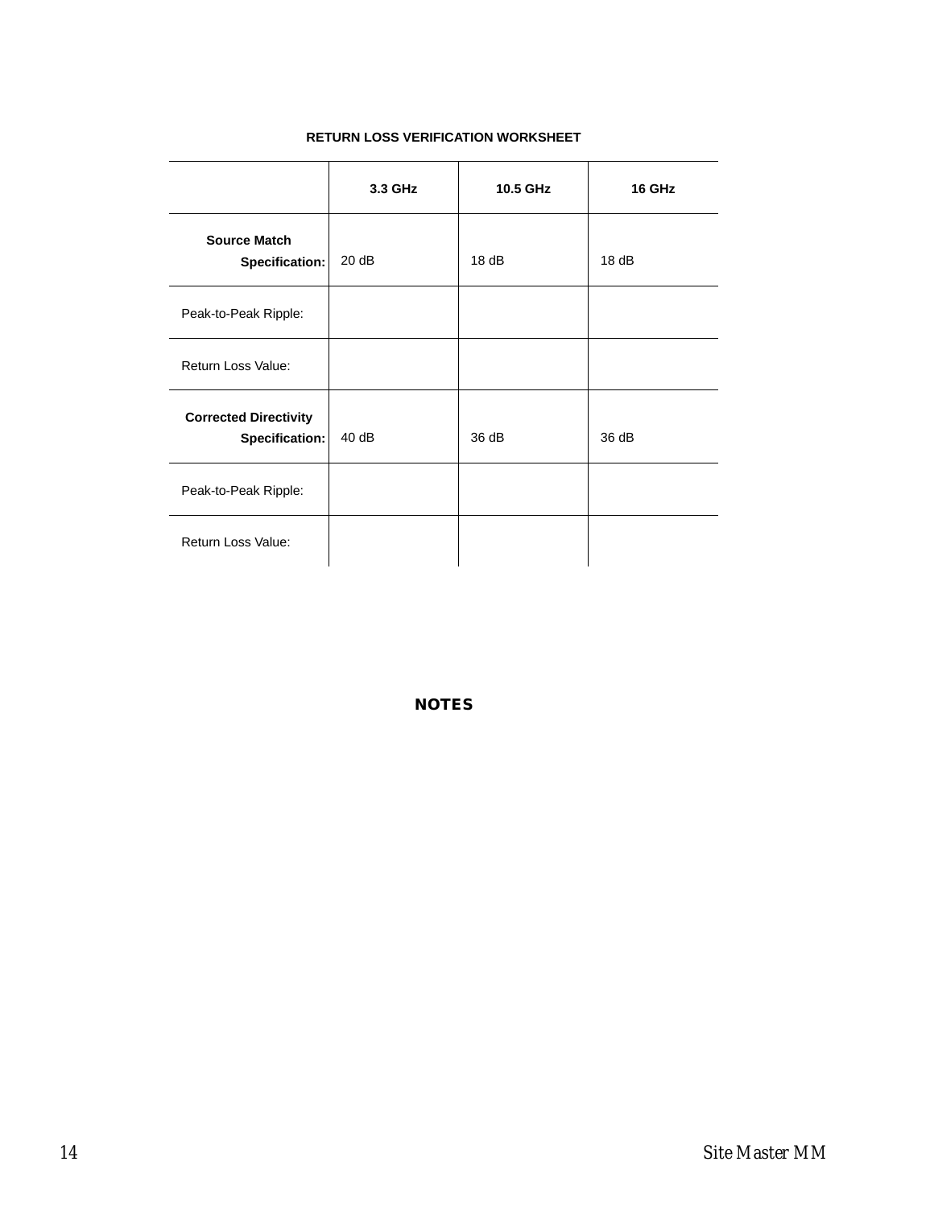**RETURN LOSS VERIFICATION WORKSHEET**

| | 3.3 GHz | 10.5 GHz | 16 GHz |
|---|---|---|---|
| **Source Match Specification:** | 20 dB | 18 dB | 18 dB |
| Peak-to-Peak Ripple: | | | |
| Return Loss Value: | | | |
| **Corrected Directivity Specification:** | 40 dB | 36 dB | 36 dB |
| Peak-to-Peak Ripple: | | | |
| Return Loss Value: | | | |

**NOTES**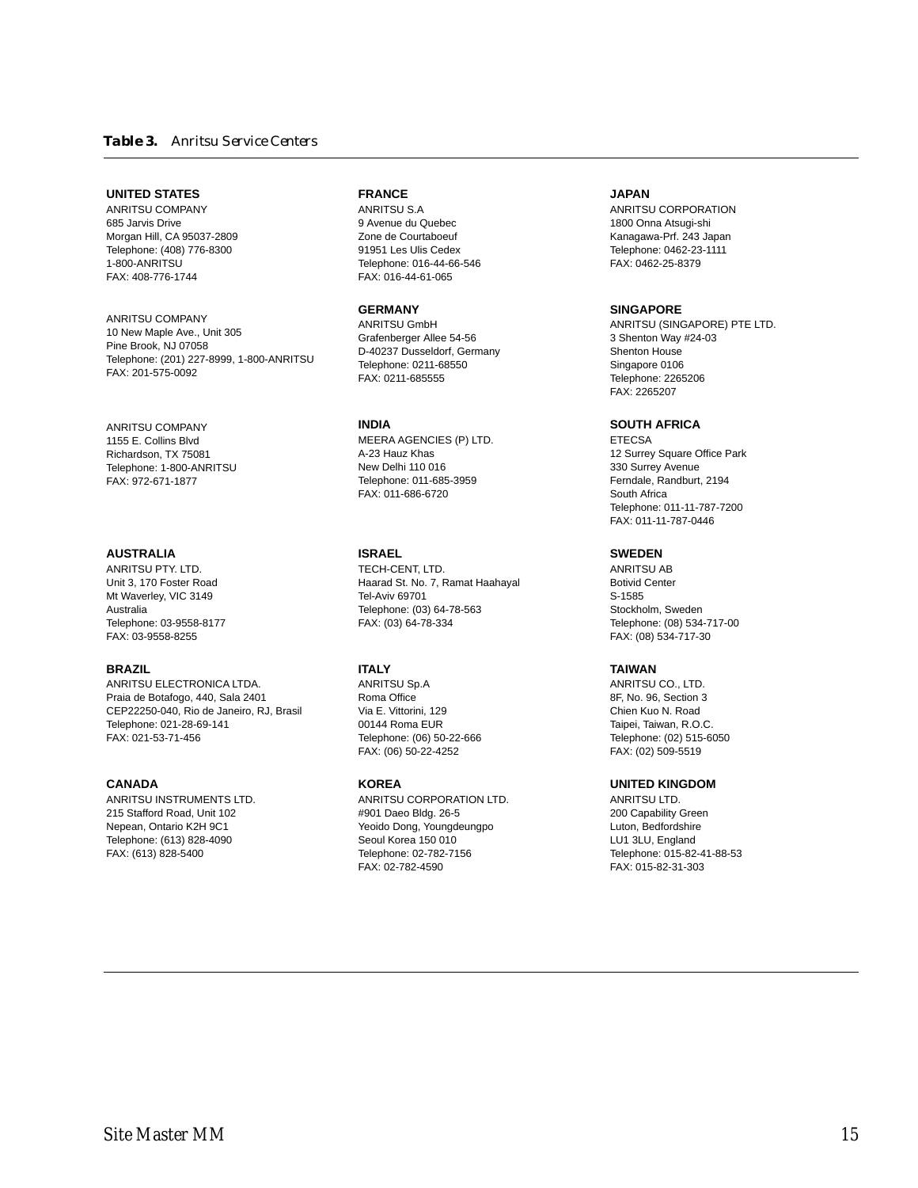**Table 3.** *Anritsu Service Centers*

**UNITED STATES**
ANRITSU COMPANY
685 Jarvis Drive
Morgan Hill, CA 95037-2809
Telephone: (408) 776-8300
1-800-ANRITSU
FAX: 408-776-1744

ANRITSU COMPANY
10 New Maple Ave., Unit 305
Pine Brook, NJ 07058
Telephone: (201) 227-8999, 1-800-ANRITSU
FAX: 201-575-0092

ANRITSU COMPANY
1155 E. Collins Blvd
Richardson, TX 75081
Telephone: 1-800-ANRITSU
FAX: 972-671-1877

**AUSTRALIA**
ANRITSU PTY. LTD.
Unit 3, 170 Foster Road
Mt Waverley, VIC 3149
Australia
Telephone: 03-9558-8177
FAX: 03-9558-8255

**BRAZIL**
ANRITSU ELECTRONICA LTDA.
Praia de Botafogo, 440, Sala 2401
CEP22250-040, Rio de Janeiro, RJ, Brasil
Telephone: 021-28-69-141
FAX: 021-53-71-456

**CANADA**
ANRITSU INSTRUMENTS LTD.
215 Stafford Road, Unit 102
Nepean, Ontario K2H 9C1
Telephone: (613) 828-4090
FAX: (613) 828-5400

**FRANCE**
ANRITSU S.A
9 Avenue du Quebec
Zone de Courtaboeuf
91951 Les Ulis Cedex
Telephone: 016-44-66-546
FAX: 016-44-61-065

**GERMANY**
ANRITSU GmbH
Grafenberger Allee 54-56
D-40237 Dusseldorf, Germany
Telephone: 0211-68550
FAX: 0211-685555

**INDIA**
MEERA AGENCIES (P) LTD.
A-23 Hauz Khas
New Delhi 110 016
Telephone: 011-685-3959
FAX: 011-686-6720

**ISRAEL**
TECH-CENT, LTD.
Haarad St. No. 7, Ramat Haahayal
Tel-Aviv 69701
Telephone: (03) 64-78-563
FAX: (03) 64-78-334

**ITALY**
ANRITSU Sp.A
Roma Office
Via E. Vittorini, 129
00144 Roma EUR
Telephone: (06) 50-22-666
FAX: (06) 50-22-4252

**KOREA**
ANRITSU CORPORATION LTD.
#901 Daeo Bldg. 26-5
Yeoido Dong, Youngdeungpo
Seoul Korea 150 010
Telephone: 02-782-7156
FAX: 02-782-4590

**JAPAN**
ANRITSU CORPORATION
1800 Onna Atsugi-shi
Kanagawa-Prf. 243 Japan
Telephone: 0462-23-1111
FAX: 0462-25-8379

**SINGAPORE**
ANRITSU (SINGAPORE) PTE LTD.
3 Shenton Way #24-03
Shenton House
Singapore 0106
Telephone: 2265206
FAX: 2265207

**SOUTH AFRICA**
ETECSA
12 Surrey Square Office Park
330 Surrey Avenue
Ferndale, Randburt, 2194
South Africa
Telephone: 011-11-787-7200
FAX: 011-11-787-0446

**SWEDEN**
ANRITSU AB
Botivid Center
S-1585
Stockholm, Sweden
Telephone: (08) 534-717-00
FAX: (08) 534-717-30

**TAIWAN**
ANRITSU CO., LTD.
8F, No. 96, Section 3
Chien Kuo N. Road
Taipei, Taiwan, R.O.C.
Telephone: (02) 515-6050
FAX: (02) 509-5519

**UNITED KINGDOM**
ANRITSU LTD.
200 Capability Green
Luton, Bedfordshire
LU1 3LU, England
Telephone: 015-82-41-88-53
FAX: 015-82-31-303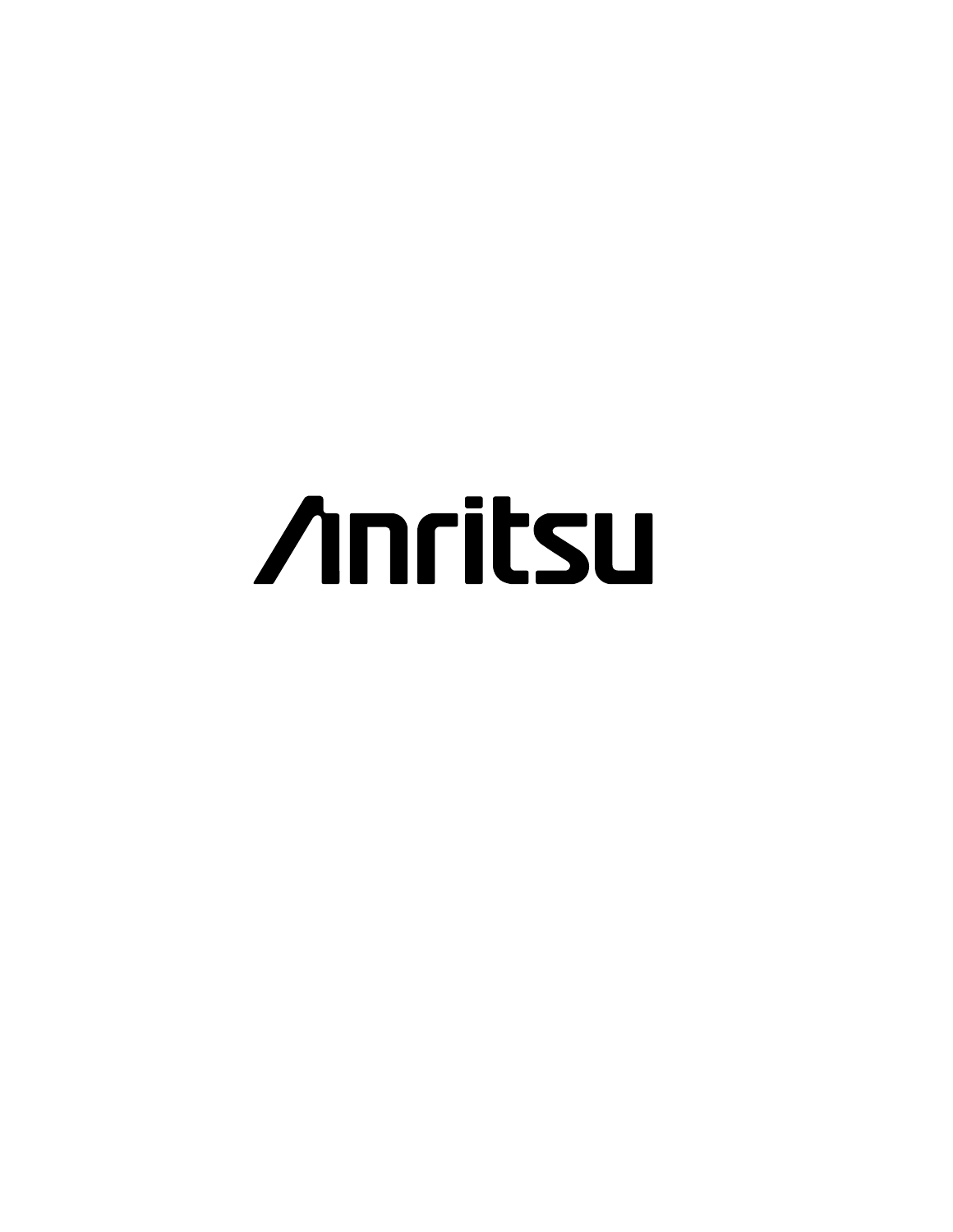Anritsu